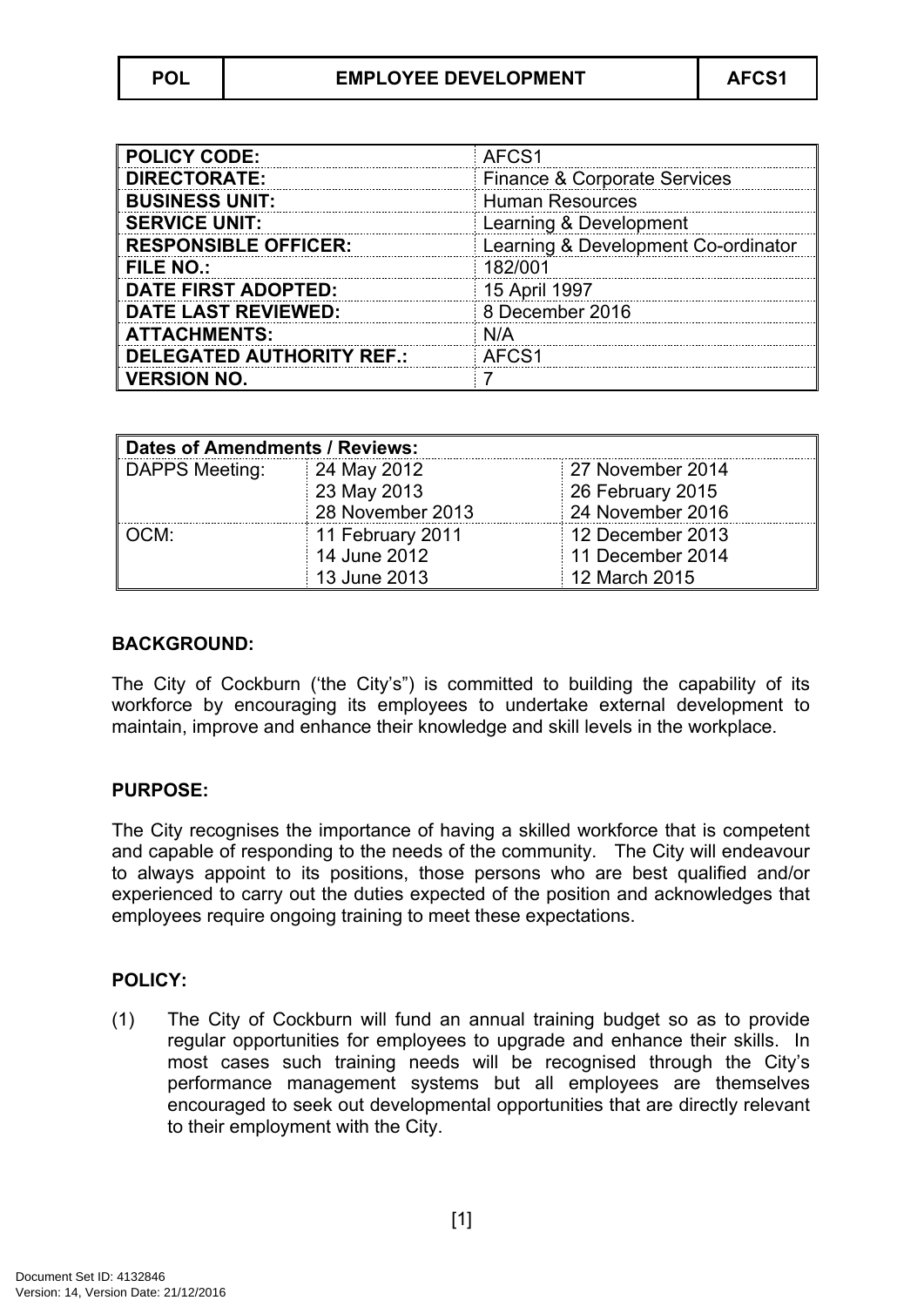| POL | EMPLOYEE DEVELOPMENT | AFCS1 |
|---|---|---|

| | |
|---|---|
| **POLICY CODE:** | AFCS1 |
| **DIRECTORATE:** | Finance & Corporate Services |
| **BUSINESS UNIT:** | Human Resources |
| **SERVICE UNIT:** | Learning & Development |
| **RESPONSIBLE OFFICER:** | Learning & Development Co-ordinator |
| **FILE NO.:** | 182/001 |
| **DATE FIRST ADOPTED:** | 15 April 1997 |
| **DATE LAST REVIEWED:** | 8 December 2016 |
| **ATTACHMENTS:** | N/A |
| **DELEGATED AUTHORITY REF.:** | AFCS1 |
| **VERSION NO.** | 7 |

| **Dates of Amendments / Reviews:** | | |
|---|---|---|
| DAPPS Meeting: | 24 May 2012<br>23 May 2013<br>28 November 2013 | 27 November 2014<br>26 February 2015<br>24 November 2016 |
| OCM: | 11 February 2011<br>14 June 2012<br>13 June 2013 | 12 December 2013<br>11 December 2014<br>12 March 2015 |

**BACKGROUND:**

The City of Cockburn ('the City's") is committed to building the capability of its workforce by encouraging its employees to undertake external development to maintain, improve and enhance their knowledge and skill levels in the workplace.

**PURPOSE:**

The City recognises the importance of having a skilled workforce that is competent and capable of responding to the needs of the community. The City will endeavour to always appoint to its positions, those persons who are best qualified and/or experienced to carry out the duties expected of the position and acknowledges that employees require ongoing training to meet these expectations.

**POLICY:**

(1) The City of Cockburn will fund an annual training budget so as to provide regular opportunities for employees to upgrade and enhance their skills. In most cases such training needs will be recognised through the City's performance management systems but all employees are themselves encouraged to seek out developmental opportunities that are directly relevant to their employment with the City.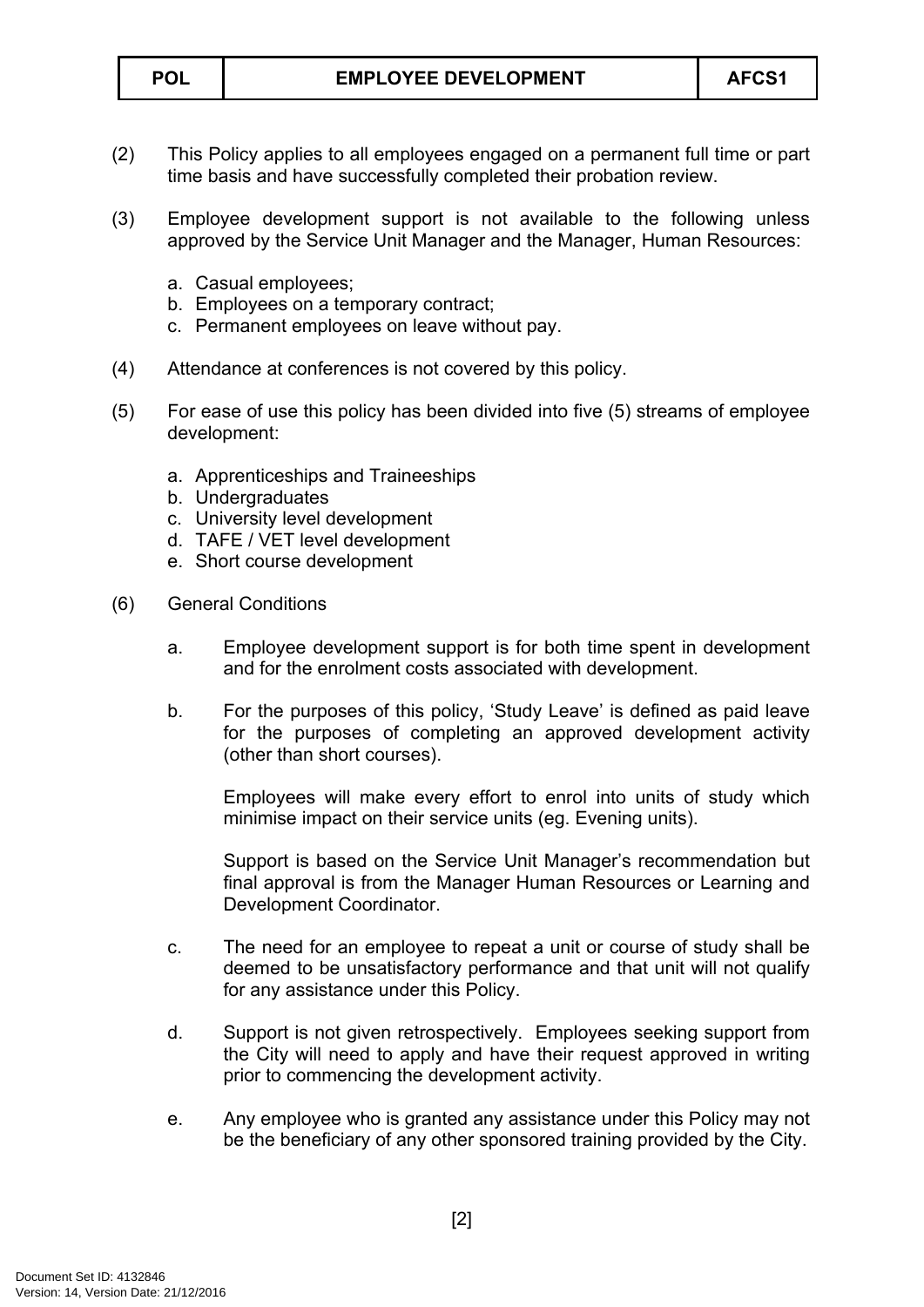(2) This Policy applies to all employees engaged on a permanent full time or part time basis and have successfully completed their probation review.

(3) Employee development support is not available to the following unless approved by the Service Unit Manager and the Manager, Human Resources:

  a. Casual employees;
  b. Employees on a temporary contract;
  c. Permanent employees on leave without pay.

(4) Attendance at conferences is not covered by this policy.

(5) For ease of use this policy has been divided into five (5) streams of employee development:

  a. Apprenticeships and Traineeships
  b. Undergraduates
  c. University level development
  d. TAFE / VET level development
  e. Short course development

(6) General Conditions

  a. Employee development support is for both time spent in development and for the enrolment costs associated with development.

  b. For the purposes of this policy, 'Study Leave' is defined as paid leave for the purposes of completing an approved development activity (other than short courses).

  Employees will make every effort to enrol into units of study which minimise impact on their service units (eg. Evening units).

  Support is based on the Service Unit Manager's recommendation but final approval is from the Manager Human Resources or Learning and Development Coordinator.

  c. The need for an employee to repeat a unit or course of study shall be deemed to be unsatisfactory performance and that unit will not qualify for any assistance under this Policy.

  d. Support is not given retrospectively. Employees seeking support from the City will need to apply and have their request approved in writing prior to commencing the development activity.

  e. Any employee who is granted any assistance under this Policy may not be the beneficiary of any other sponsored training provided by the City.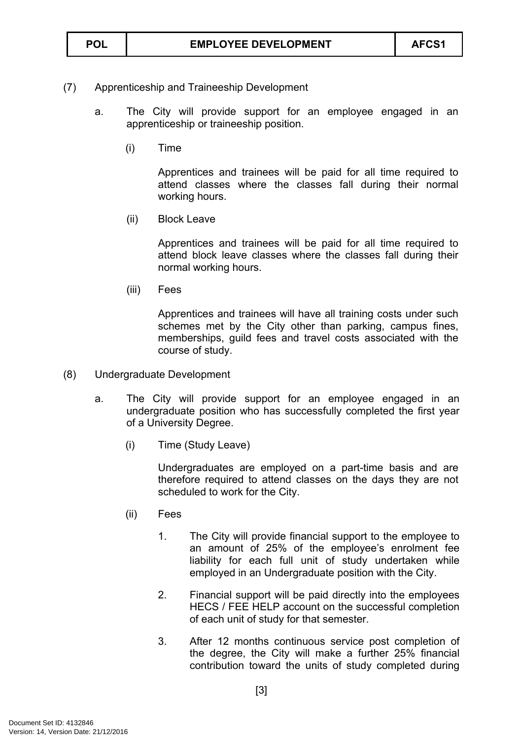(7) Apprenticeship and Traineeship Development

a. The City will provide support for an employee engaged in an apprenticeship or traineeship position.

(i) Time

Apprentices and trainees will be paid for all time required to attend classes where the classes fall during their normal working hours.

(ii) Block Leave

Apprentices and trainees will be paid for all time required to attend block leave classes where the classes fall during their normal working hours.

(iii) Fees

Apprentices and trainees will have all training costs under such schemes met by the City other than parking, campus fines, memberships, guild fees and travel costs associated with the course of study.

(8) Undergraduate Development

a. The City will provide support for an employee engaged in an undergraduate position who has successfully completed the first year of a University Degree.

(i) Time (Study Leave)

Undergraduates are employed on a part-time basis and are therefore required to attend classes on the days they are not scheduled to work for the City.

(ii) Fees

1. The City will provide financial support to the employee to an amount of 25% of the employee's enrolment fee liability for each full unit of study undertaken while employed in an Undergraduate position with the City.

2. Financial support will be paid directly into the employees HECS / FEE HELP account on the successful completion of each unit of study for that semester.

3. After 12 months continuous service post completion of the degree, the City will make a further 25% financial contribution toward the units of study completed during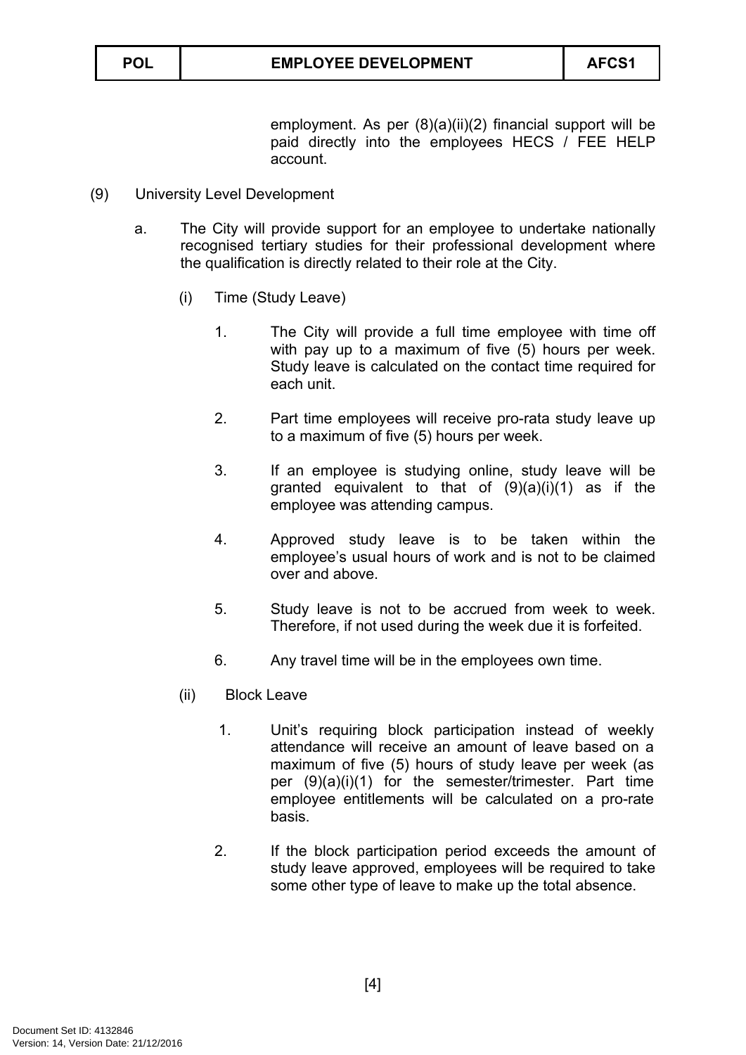employment. As per (8)(a)(ii)(2) financial support will be paid directly into the employees HECS / FEE HELP account.

(9) University Level Development

a. The City will provide support for an employee to undertake nationally recognised tertiary studies for their professional development where the qualification is directly related to their role at the City.

(i) Time (Study Leave)

1. The City will provide a full time employee with time off with pay up to a maximum of five (5) hours per week. Study leave is calculated on the contact time required for each unit.

2. Part time employees will receive pro-rata study leave up to a maximum of five (5) hours per week.

3. If an employee is studying online, study leave will be granted equivalent to that of (9)(a)(i)(1) as if the employee was attending campus.

4. Approved study leave is to be taken within the employee's usual hours of work and is not to be claimed over and above.

5. Study leave is not to be accrued from week to week. Therefore, if not used during the week due it is forfeited.

6. Any travel time will be in the employees own time.

(ii) Block Leave

1. Unit's requiring block participation instead of weekly attendance will receive an amount of leave based on a maximum of five (5) hours of study leave per week (as per (9)(a)(i)(1) for the semester/trimester. Part time employee entitlements will be calculated on a pro-rate basis.

2. If the block participation period exceeds the amount of study leave approved, employees will be required to take some other type of leave to make up the total absence.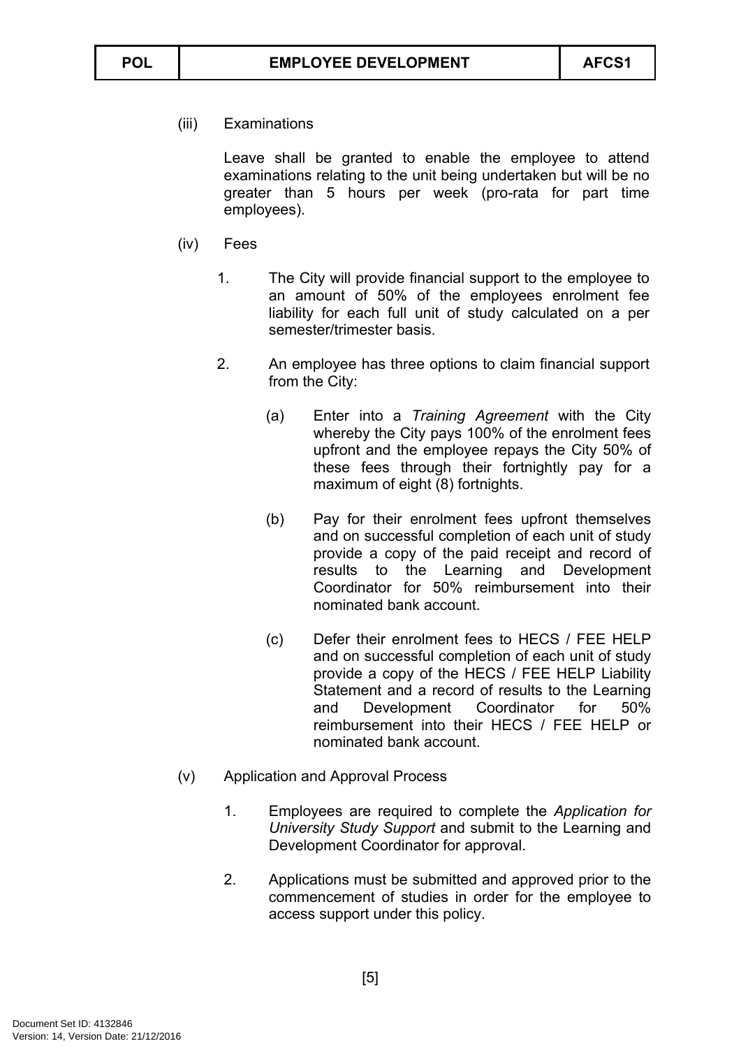(iii) Examinations

Leave shall be granted to enable the employee to attend examinations relating to the unit being undertaken but will be no greater than 5 hours per week (pro-rata for part time employees).

(iv) Fees

1. The City will provide financial support to the employee to an amount of 50% of the employees enrolment fee liability for each full unit of study calculated on a per semester/trimester basis.

2. An employee has three options to claim financial support from the City:

   (a) Enter into a *Training Agreement* with the City whereby the City pays 100% of the enrolment fees upfront and the employee repays the City 50% of these fees through their fortnightly pay for a maximum of eight (8) fortnights.

   (b) Pay for their enrolment fees upfront themselves and on successful completion of each unit of study provide a copy of the paid receipt and record of results to the Learning and Development Coordinator for 50% reimbursement into their nominated bank account.

   (c) Defer their enrolment fees to HECS / FEE HELP and on successful completion of each unit of study provide a copy of the HECS / FEE HELP Liability Statement and a record of results to the Learning and Development Coordinator for 50% reimbursement into their HECS / FEE HELP or nominated bank account.

(v) Application and Approval Process

1. Employees are required to complete the *Application for University Study Support* and submit to the Learning and Development Coordinator for approval.

2. Applications must be submitted and approved prior to the commencement of studies in order for the employee to access support under this policy.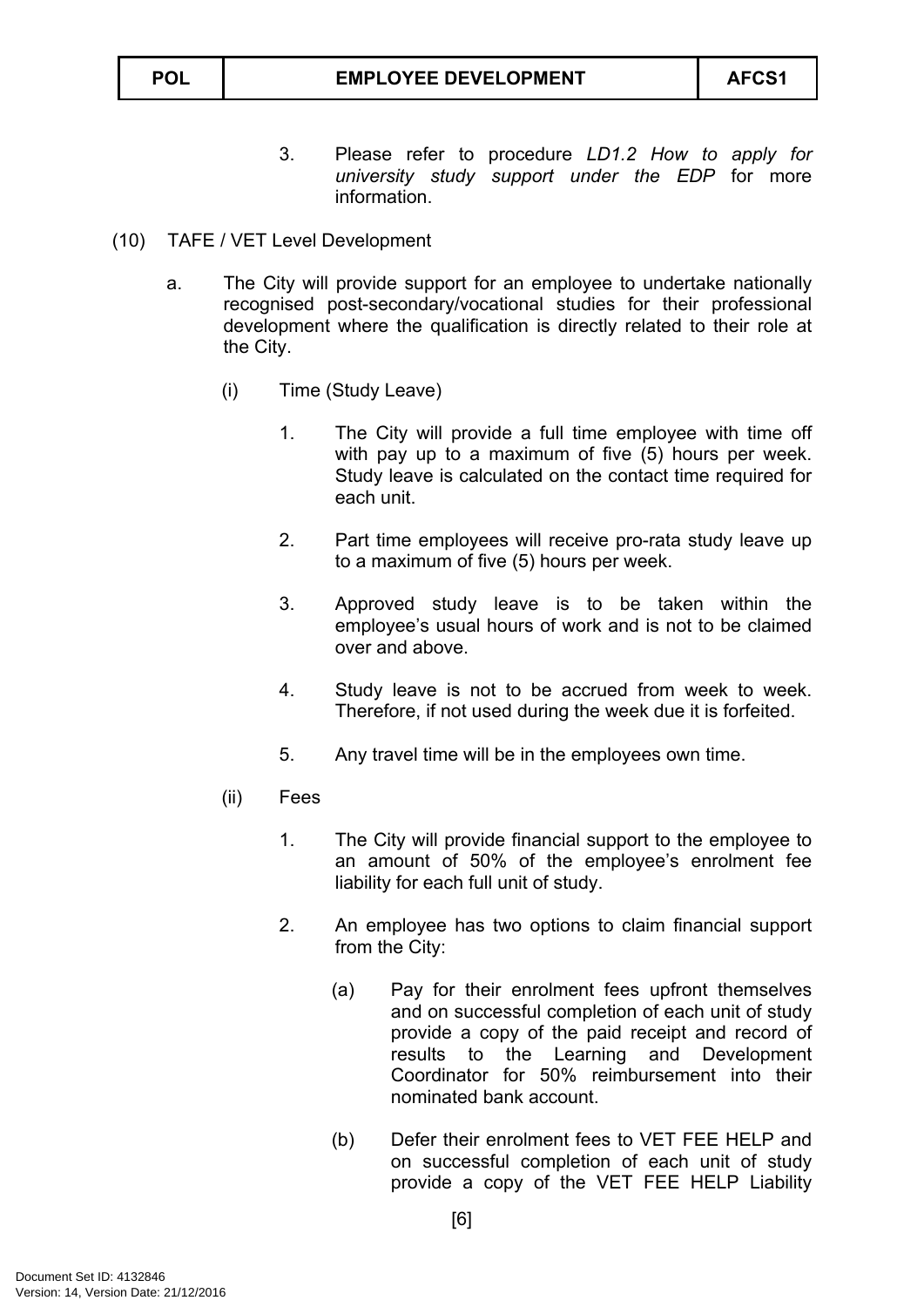3. Please refer to procedure *LD1.2 How to apply for university study support under the EDP* for more information.

(10) TAFE / VET Level Development

a. The City will provide support for an employee to undertake nationally recognised post-secondary/vocational studies for their professional development where the qualification is directly related to their role at the City.

(i) Time (Study Leave)

1. The City will provide a full time employee with time off with pay up to a maximum of five (5) hours per week. Study leave is calculated on the contact time required for each unit.

2. Part time employees will receive pro-rata study leave up to a maximum of five (5) hours per week.

3. Approved study leave is to be taken within the employee's usual hours of work and is not to be claimed over and above.

4. Study leave is not to be accrued from week to week. Therefore, if not used during the week due it is forfeited.

5. Any travel time will be in the employees own time.

(ii) Fees

1. The City will provide financial support to the employee to an amount of 50% of the employee's enrolment fee liability for each full unit of study.

2. An employee has two options to claim financial support from the City:

(a) Pay for their enrolment fees upfront themselves and on successful completion of each unit of study provide a copy of the paid receipt and record of results to the Learning and Development Coordinator for 50% reimbursement into their nominated bank account.

(b) Defer their enrolment fees to VET FEE HELP and on successful completion of each unit of study provide a copy of the VET FEE HELP Liability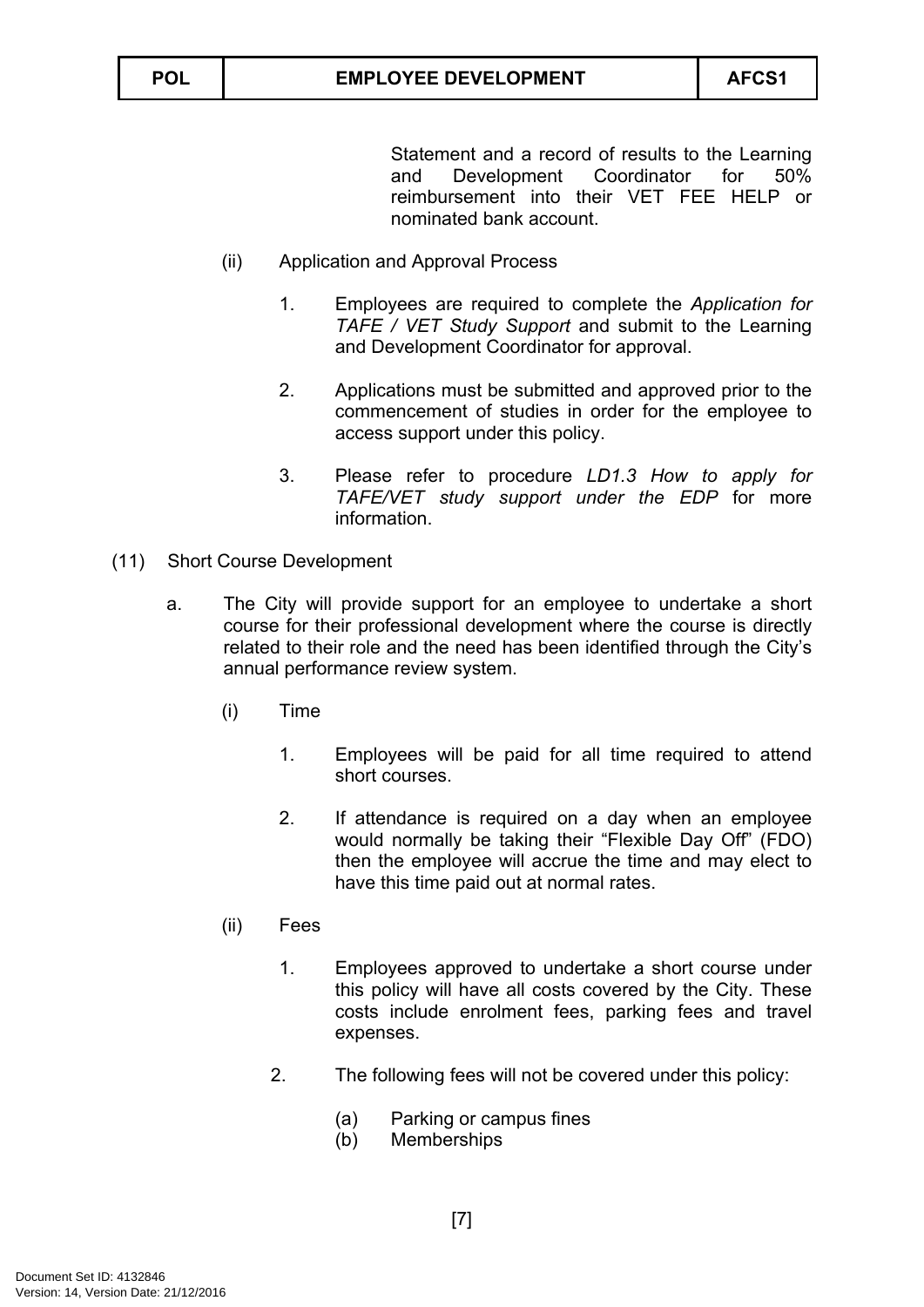Statement and a record of results to the Learning and Development Coordinator for 50% reimbursement into their VET FEE HELP or nominated bank account.

(ii) Application and Approval Process

1. Employees are required to complete the *Application for TAFE / VET Study Support* and submit to the Learning and Development Coordinator for approval.

2. Applications must be submitted and approved prior to the commencement of studies in order for the employee to access support under this policy.

3. Please refer to procedure *LD1.3 How to apply for TAFE/VET study support under the EDP* for more information.

(11) Short Course Development

a. The City will provide support for an employee to undertake a short course for their professional development where the course is directly related to their role and the need has been identified through the City's annual performance review system.

(i) Time

1. Employees will be paid for all time required to attend short courses.

2. If attendance is required on a day when an employee would normally be taking their "Flexible Day Off" (FDO) then the employee will accrue the time and may elect to have this time paid out at normal rates.

(ii) Fees

1. Employees approved to undertake a short course under this policy will have all costs covered by the City. These costs include enrolment fees, parking fees and travel expenses.

2. The following fees will not be covered under this policy:

(a) Parking or campus fines
(b) Memberships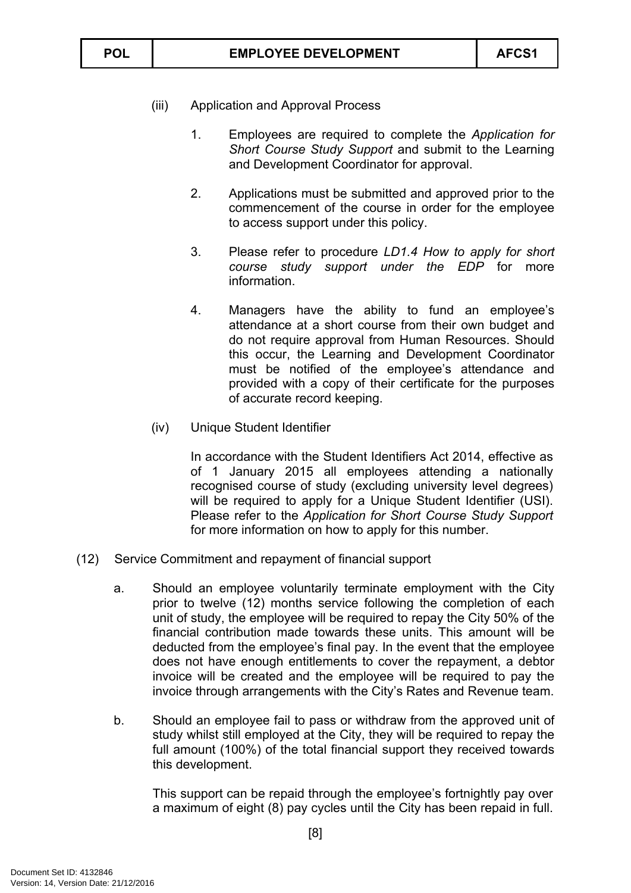(iii) Application and Approval Process

1. Employees are required to complete the *Application for Short Course Study Support* and submit to the Learning and Development Coordinator for approval.

2. Applications must be submitted and approved prior to the commencement of the course in order for the employee to access support under this policy.

3. Please refer to procedure *LD1.4 How to apply for short course study support under the EDP* for more information.

4. Managers have the ability to fund an employee's attendance at a short course from their own budget and do not require approval from Human Resources. Should this occur, the Learning and Development Coordinator must be notified of the employee's attendance and provided with a copy of their certificate for the purposes of accurate record keeping.

(iv) Unique Student Identifier

In accordance with the Student Identifiers Act 2014, effective as of 1 January 2015 all employees attending a nationally recognised course of study (excluding university level degrees) will be required to apply for a Unique Student Identifier (USI). Please refer to the *Application for Short Course Study Support* for more information on how to apply for this number.

(12) Service Commitment and repayment of financial support

a. Should an employee voluntarily terminate employment with the City prior to twelve (12) months service following the completion of each unit of study, the employee will be required to repay the City 50% of the financial contribution made towards these units. This amount will be deducted from the employee's final pay. In the event that the employee does not have enough entitlements to cover the repayment, a debtor invoice will be created and the employee will be required to pay the invoice through arrangements with the City's Rates and Revenue team.

b. Should an employee fail to pass or withdraw from the approved unit of study whilst still employed at the City, they will be required to repay the full amount (100%) of the total financial support they received towards this development.

This support can be repaid through the employee's fortnightly pay over a maximum of eight (8) pay cycles until the City has been repaid in full.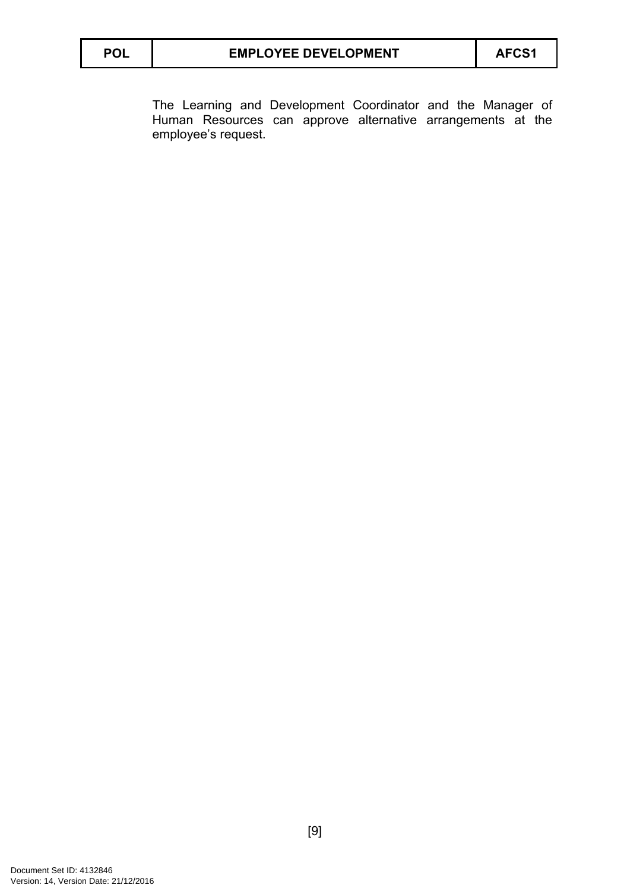The Learning and Development Coordinator and the Manager of Human Resources can approve alternative arrangements at the employee's request.